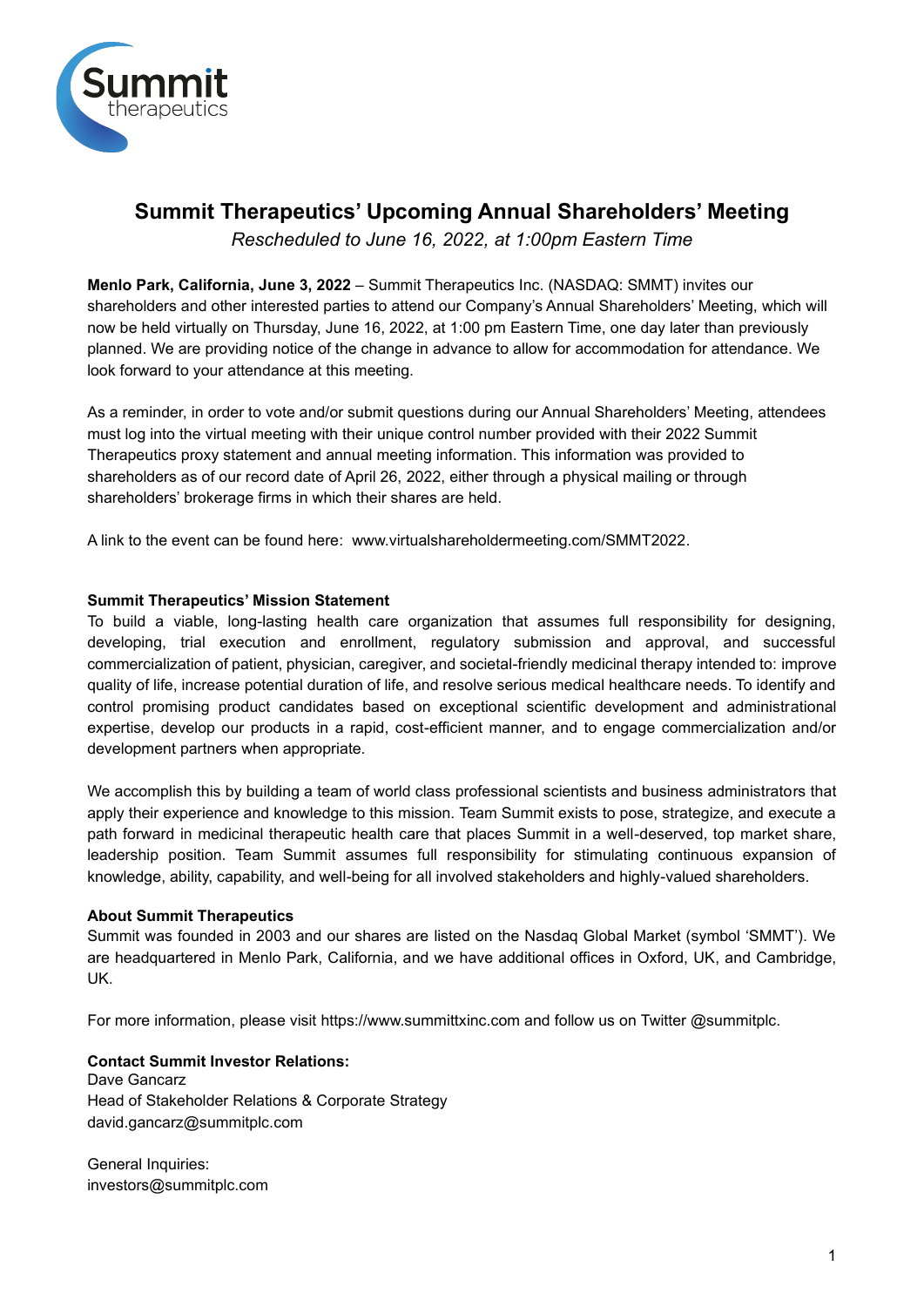# Summit Therapeutics' Upcoming Annual Shareholders' Meeting

*Rescheduled to June 16, 2022, at 1:00pm Eastern Time*

**Menlo Park, California, June 3, 2022** – Summit Therapeutics Inc. (NASDAQ: SMMT) invites our shareholders and other interested parties to attend our Company's Annual Shareholders' Meeting, which will now be held virtually on Thursday, June 16, 2022, at 1:00 pm Eastern Time, one day later than previously planned. We are providing notice of the change in advance to allow for accommodation for attendance. We look forward to your attendance at this meeting.

As a reminder, in order to vote and/or submit questions during our Annual Shareholders' Meeting, attendees must log into the virtual meeting with their unique control number provided with their 2022 Summit Therapeutics proxy statement and annual meeting information. This information was provided to shareholders as of our record date of April 26, 2022, either through a physical mailing or through shareholders' brokerage firms in which their shares are held.

A link to the event can be found here: www.virtualshareholdermeeting.com/SMMT2022.

**Summit Therapeutics' Mission Statement**

To build a viable, long-lasting health care organization that assumes full responsibility for designing, developing, trial execution and enrollment, regulatory submission and approval, and successful commercialization of patient, physician, caregiver, and societal-friendly medicinal therapy intended to: improve quality of life, increase potential duration of life, and resolve serious medical healthcare needs. To identify and control promising product candidates based on exceptional scientific development and administrational expertise, develop our products in a rapid, cost-efficient manner, and to engage commercialization and/or development partners when appropriate.

We accomplish this by building a team of world class professional scientists and business administrators that apply their experience and knowledge to this mission. Team Summit exists to pose, strategize, and execute a path forward in medicinal therapeutic health care that places Summit in a well-deserved, top market share, leadership position. Team Summit assumes full responsibility for stimulating continuous expansion of knowledge, ability, capability, and well-being for all involved stakeholders and highly-valued shareholders.

**About Summit Therapeutics**

Summit was founded in 2003 and our shares are listed on the Nasdaq Global Market (symbol 'SMMT'). We are headquartered in Menlo Park, California, and we have additional offices in Oxford, UK, and Cambridge, UK.

For more information, please visit https://www.summittxinc.com and follow us on Twitter @summitplc.

**Contact Summit Investor Relations:**
Dave Gancarz
Head of Stakeholder Relations & Corporate Strategy
david.gancarz@summitplc.com

General Inquiries:
investors@summitplc.com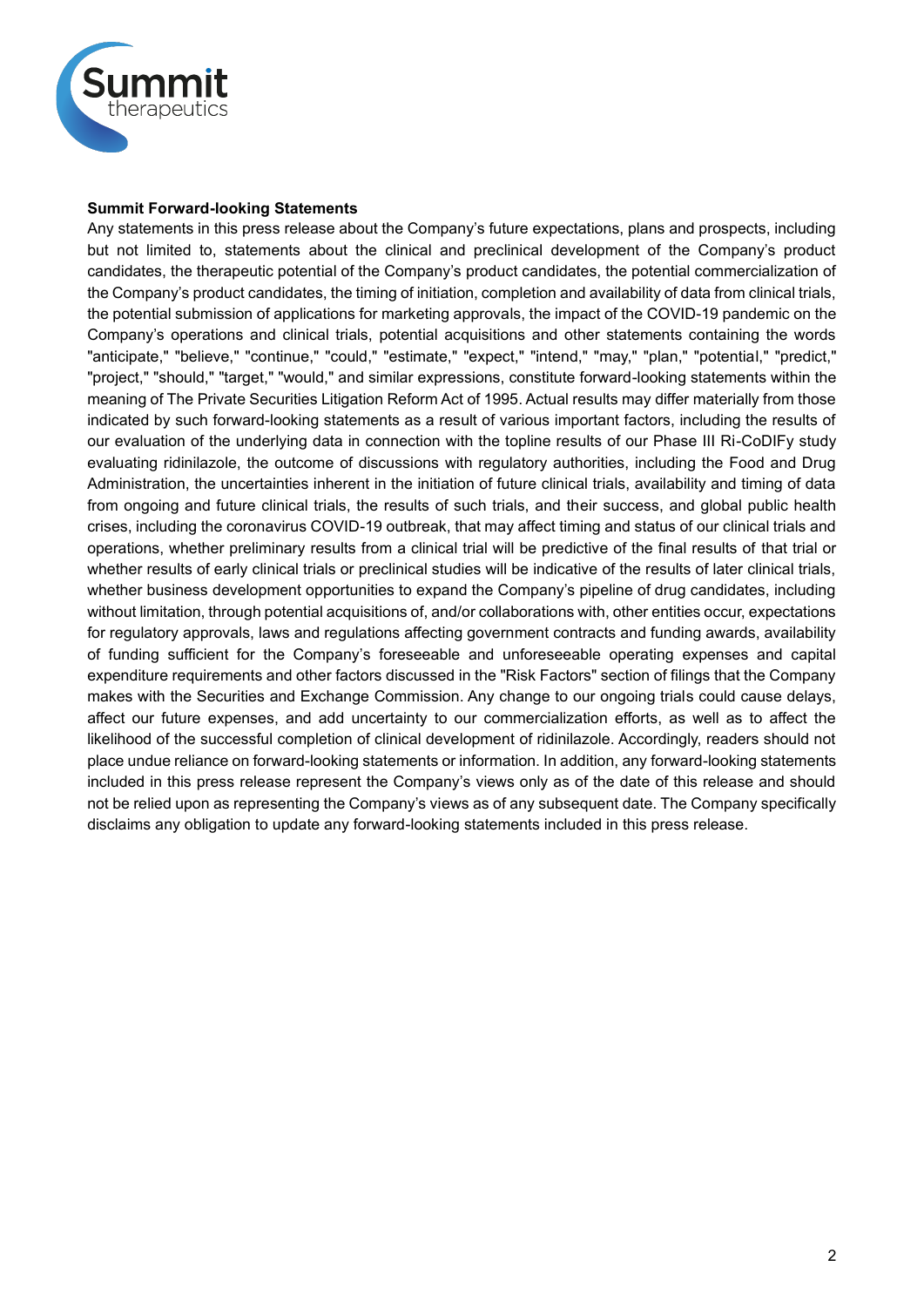**Summit Forward-looking Statements**

Any statements in this press release about the Company's future expectations, plans and prospects, including but not limited to, statements about the clinical and preclinical development of the Company's product candidates, the therapeutic potential of the Company's product candidates, the potential commercialization of the Company's product candidates, the timing of initiation, completion and availability of data from clinical trials, the potential submission of applications for marketing approvals, the impact of the COVID-19 pandemic on the Company's operations and clinical trials, potential acquisitions and other statements containing the words "anticipate," "believe," "continue," "could," "estimate," "expect," "intend," "may," "plan," "potential," "predict," "project," "should," "target," "would," and similar expressions, constitute forward-looking statements within the meaning of The Private Securities Litigation Reform Act of 1995. Actual results may differ materially from those indicated by such forward-looking statements as a result of various important factors, including the results of our evaluation of the underlying data in connection with the topline results of our Phase III Ri-CoDIFy study evaluating ridinilazole, the outcome of discussions with regulatory authorities, including the Food and Drug Administration, the uncertainties inherent in the initiation of future clinical trials, availability and timing of data from ongoing and future clinical trials, the results of such trials, and their success, and global public health crises, including the coronavirus COVID-19 outbreak, that may affect timing and status of our clinical trials and operations, whether preliminary results from a clinical trial will be predictive of the final results of that trial or whether results of early clinical trials or preclinical studies will be indicative of the results of later clinical trials, whether business development opportunities to expand the Company's pipeline of drug candidates, including without limitation, through potential acquisitions of, and/or collaborations with, other entities occur, expectations for regulatory approvals, laws and regulations affecting government contracts and funding awards, availability of funding sufficient for the Company's foreseeable and unforeseeable operating expenses and capital expenditure requirements and other factors discussed in the "Risk Factors" section of filings that the Company makes with the Securities and Exchange Commission. Any change to our ongoing trials could cause delays, affect our future expenses, and add uncertainty to our commercialization efforts, as well as to affect the likelihood of the successful completion of clinical development of ridinilazole. Accordingly, readers should not place undue reliance on forward-looking statements or information. In addition, any forward-looking statements included in this press release represent the Company's views only as of the date of this release and should not be relied upon as representing the Company's views as of any subsequent date. The Company specifically disclaims any obligation to update any forward-looking statements included in this press release.